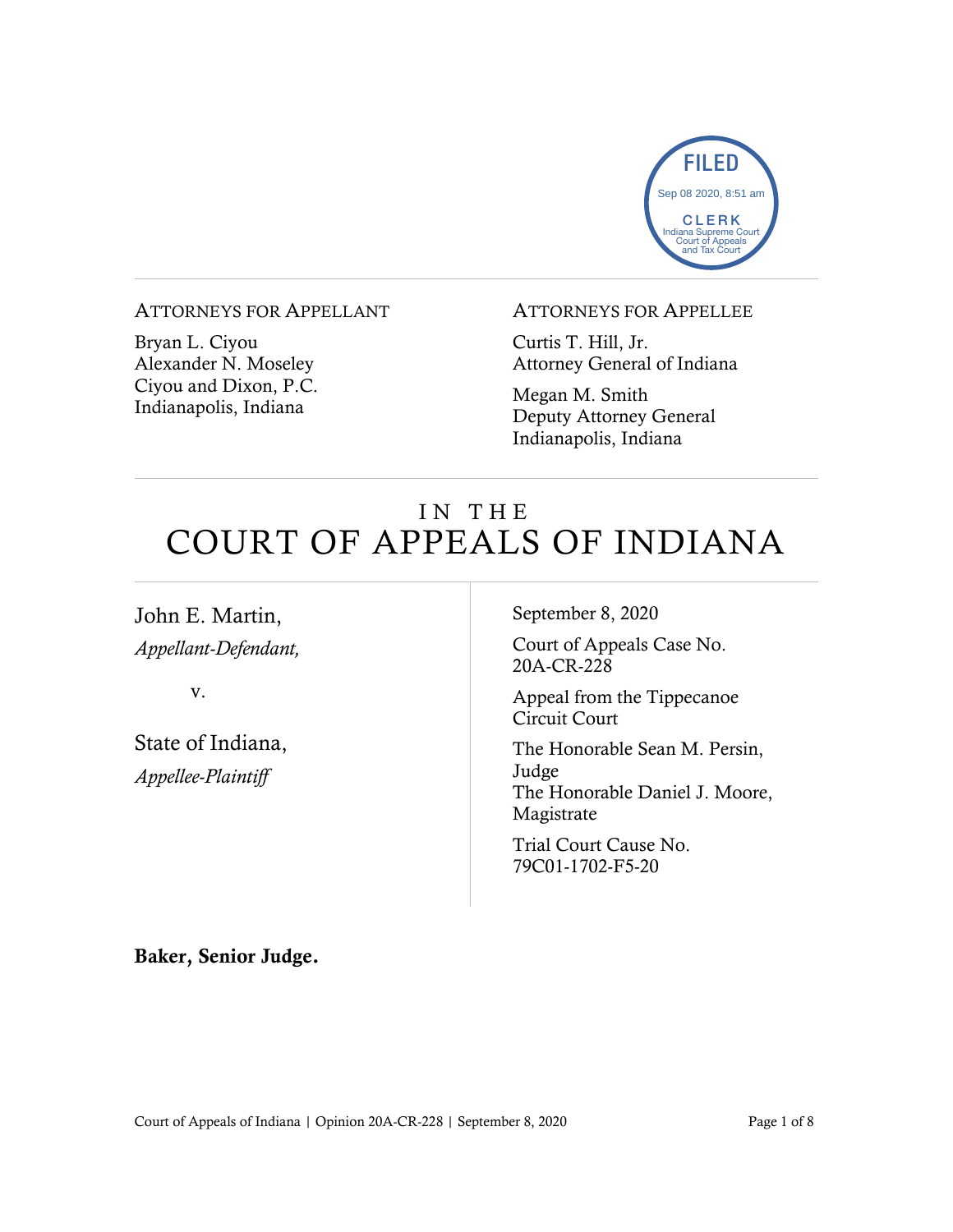FILED
Sep 08 2020, 8:51 am
CLERK
Indiana Supreme Court
Court of Appeals
and Tax Court

ATTORNEYS FOR APPELLANT

Bryan L. Ciyou
Alexander N. Moseley
Ciyou and Dixon, P.C.
Indianapolis, Indiana

ATTORNEYS FOR APPELLEE

Curtis T. Hill, Jr.
Attorney General of Indiana

Megan M. Smith
Deputy Attorney General
Indianapolis, Indiana

# IN THE COURT OF APPEALS OF INDIANA

John E. Martin,
*Appellant-Defendant,*

v.

State of Indiana,
*Appellee-Plaintiff*

September 8, 2020

Court of Appeals Case No. 20A-CR-228

Appeal from the Tippecanoe Circuit Court

The Honorable Sean M. Persin, Judge
The Honorable Daniel J. Moore, Magistrate

Trial Court Cause No. 79C01-1702-F5-20

**Baker, Senior Judge.**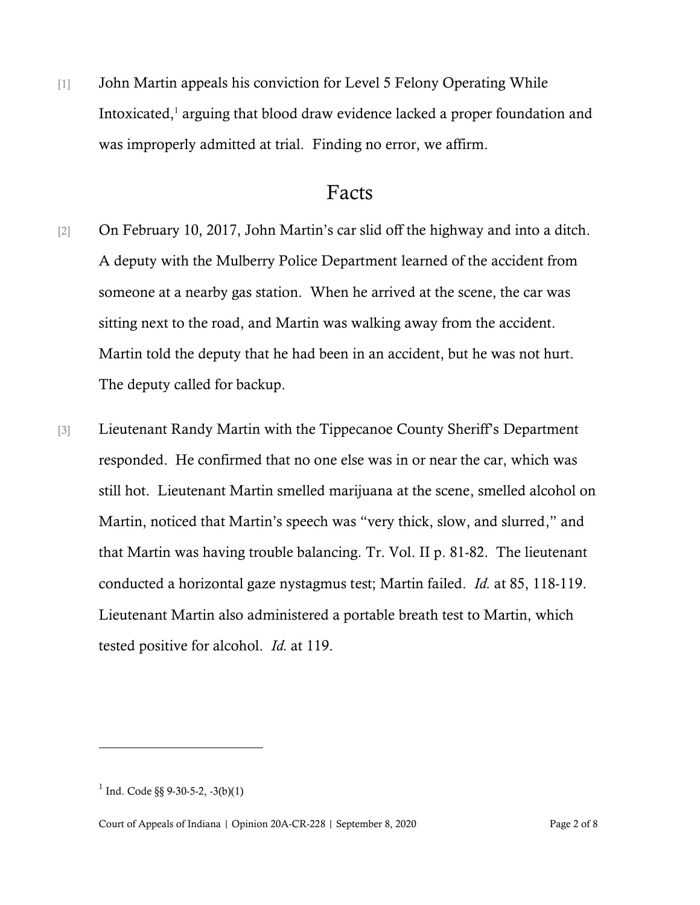[1] John Martin appeals his conviction for Level 5 Felony Operating While Intoxicated,[1] arguing that blood draw evidence lacked a proper foundation and was improperly admitted at trial. Finding no error, we affirm.

## Facts

[2] On February 10, 2017, John Martin's car slid off the highway and into a ditch. A deputy with the Mulberry Police Department learned of the accident from someone at a nearby gas station. When he arrived at the scene, the car was sitting next to the road, and Martin was walking away from the accident. Martin told the deputy that he had been in an accident, but he was not hurt. The deputy called for backup.

[3] Lieutenant Randy Martin with the Tippecanoe County Sheriff's Department responded. He confirmed that no one else was in or near the car, which was still hot. Lieutenant Martin smelled marijuana at the scene, smelled alcohol on Martin, noticed that Martin's speech was "very thick, slow, and slurred," and that Martin was having trouble balancing. Tr. Vol. II p. 81-82. The lieutenant conducted a horizontal gaze nystagmus test; Martin failed. *Id.* at 85, 118-119. Lieutenant Martin also administered a portable breath test to Martin, which tested positive for alcohol. *Id.* at 119.

---

[1] Ind. Code §§ 9-30-5-2, -3(b)(1)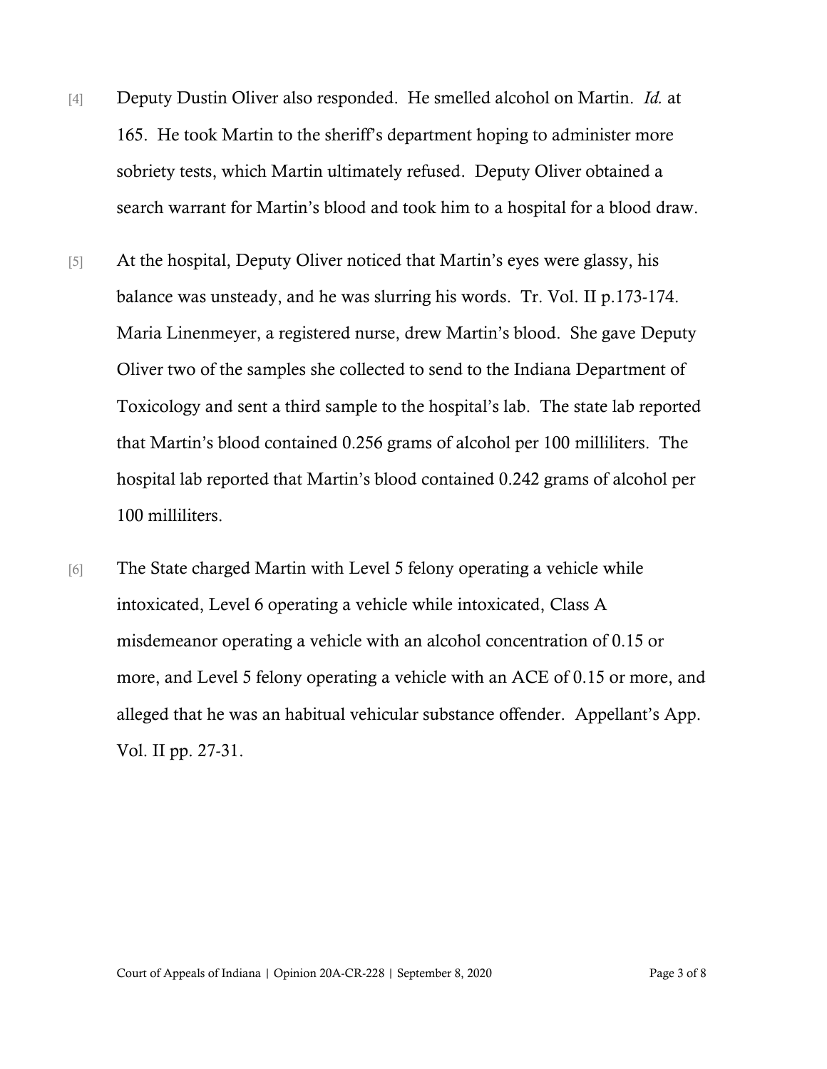[4] Deputy Dustin Oliver also responded. He smelled alcohol on Martin. *Id.* at 165. He took Martin to the sheriff's department hoping to administer more sobriety tests, which Martin ultimately refused. Deputy Oliver obtained a search warrant for Martin's blood and took him to a hospital for a blood draw.

[5] At the hospital, Deputy Oliver noticed that Martin's eyes were glassy, his balance was unsteady, and he was slurring his words. Tr. Vol. II p.173-174. Maria Linenmeyer, a registered nurse, drew Martin's blood. She gave Deputy Oliver two of the samples she collected to send to the Indiana Department of Toxicology and sent a third sample to the hospital's lab. The state lab reported that Martin's blood contained 0.256 grams of alcohol per 100 milliliters. The hospital lab reported that Martin's blood contained 0.242 grams of alcohol per 100 milliliters.

[6] The State charged Martin with Level 5 felony operating a vehicle while intoxicated, Level 6 operating a vehicle while intoxicated, Class A misdemeanor operating a vehicle with an alcohol concentration of 0.15 or more, and Level 5 felony operating a vehicle with an ACE of 0.15 or more, and alleged that he was an habitual vehicular substance offender. Appellant's App. Vol. II pp. 27-31.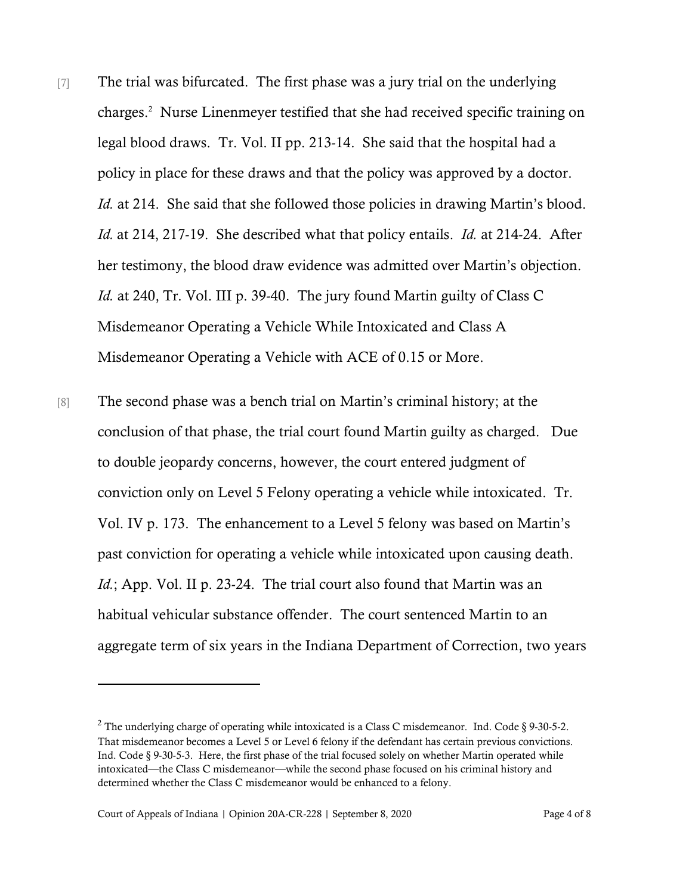[7] The trial was bifurcated. The first phase was a jury trial on the underlying charges.[2] Nurse Linenmeyer testified that she had received specific training on legal blood draws. Tr. Vol. II pp. 213-14. She said that the hospital had a policy in place for these draws and that the policy was approved by a doctor. *Id.* at 214. She said that she followed those policies in drawing Martin's blood. *Id.* at 214, 217-19. She described what that policy entails. *Id.* at 214-24. After her testimony, the blood draw evidence was admitted over Martin's objection. *Id.* at 240, Tr. Vol. III p. 39-40. The jury found Martin guilty of Class C Misdemeanor Operating a Vehicle While Intoxicated and Class A Misdemeanor Operating a Vehicle with ACE of 0.15 or More.

[8] The second phase was a bench trial on Martin's criminal history; at the conclusion of that phase, the trial court found Martin guilty as charged. Due to double jeopardy concerns, however, the court entered judgment of conviction only on Level 5 Felony operating a vehicle while intoxicated. Tr. Vol. IV p. 173. The enhancement to a Level 5 felony was based on Martin's past conviction for operating a vehicle while intoxicated upon causing death. *Id.*; App. Vol. II p. 23-24. The trial court also found that Martin was an habitual vehicular substance offender. The court sentenced Martin to an aggregate term of six years in the Indiana Department of Correction, two years

---

[2] The underlying charge of operating while intoxicated is a Class C misdemeanor. Ind. Code § 9-30-5-2. That misdemeanor becomes a Level 5 or Level 6 felony if the defendant has certain previous convictions. Ind. Code § 9-30-5-3. Here, the first phase of the trial focused solely on whether Martin operated while intoxicated—the Class C misdemeanor—while the second phase focused on his criminal history and determined whether the Class C misdemeanor would be enhanced to a felony.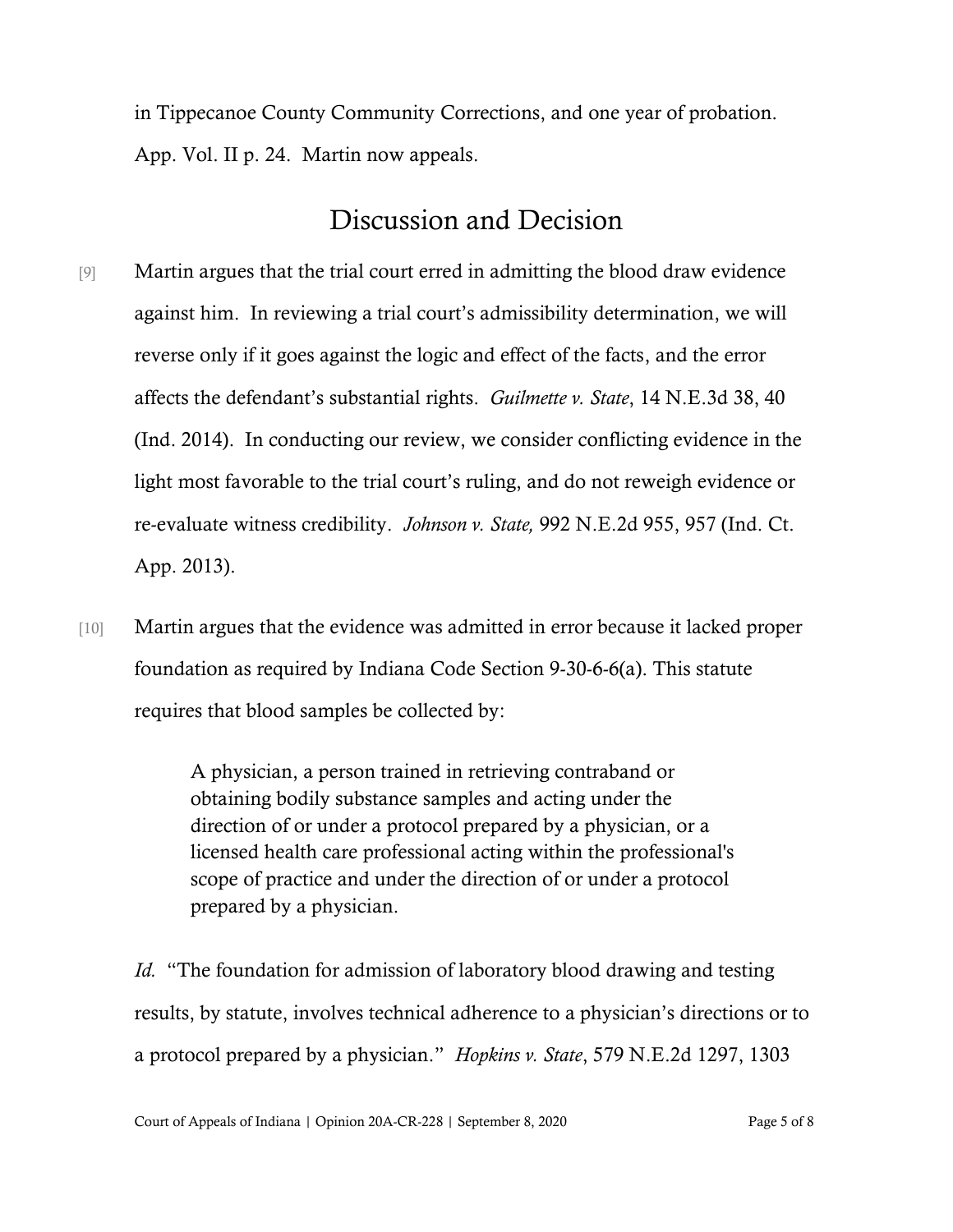in Tippecanoe County Community Corrections, and one year of probation. App. Vol. II p. 24. Martin now appeals.

## Discussion and Decision

[9] Martin argues that the trial court erred in admitting the blood draw evidence against him. In reviewing a trial court's admissibility determination, we will reverse only if it goes against the logic and effect of the facts, and the error affects the defendant's substantial rights. *Guilmette v. State*, 14 N.E.3d 38, 40 (Ind. 2014). In conducting our review, we consider conflicting evidence in the light most favorable to the trial court's ruling, and do not reweigh evidence or re-evaluate witness credibility. *Johnson v. State,* 992 N.E.2d 955, 957 (Ind. Ct. App. 2013).

[10] Martin argues that the evidence was admitted in error because it lacked proper foundation as required by Indiana Code Section 9-30-6-6(a). This statute requires that blood samples be collected by:

> A physician, a person trained in retrieving contraband or obtaining bodily substance samples and acting under the direction of or under a protocol prepared by a physician, or a licensed health care professional acting within the professional's scope of practice and under the direction of or under a protocol prepared by a physician.

*Id.* "The foundation for admission of laboratory blood drawing and testing results, by statute, involves technical adherence to a physician's directions or to a protocol prepared by a physician." *Hopkins v. State*, 579 N.E.2d 1297, 1303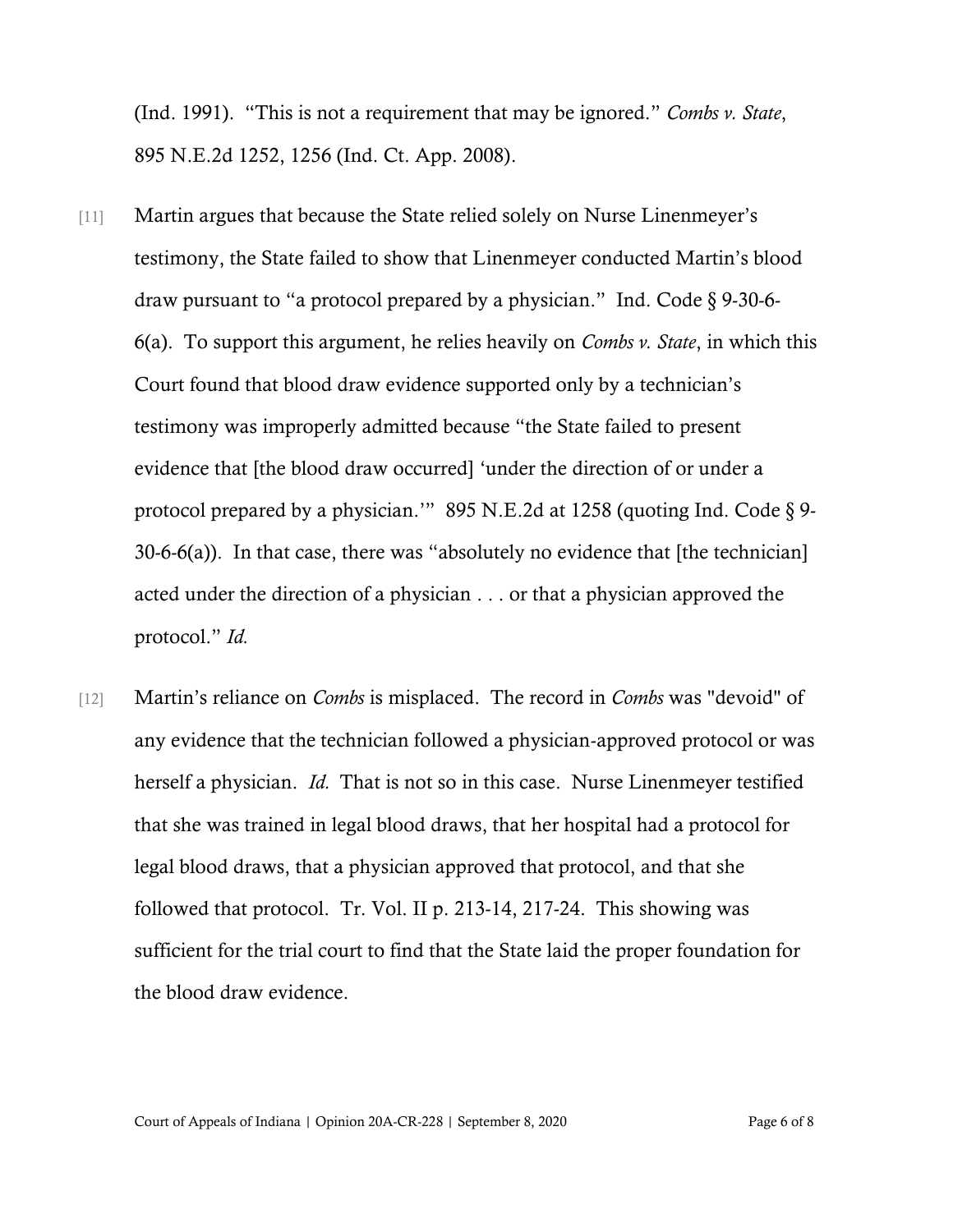(Ind. 1991). "This is not a requirement that may be ignored." *Combs v. State*, 895 N.E.2d 1252, 1256 (Ind. Ct. App. 2008).

[11] Martin argues that because the State relied solely on Nurse Linenmeyer's testimony, the State failed to show that Linenmeyer conducted Martin's blood draw pursuant to "a protocol prepared by a physician." Ind. Code § 9-30-6-6(a). To support this argument, he relies heavily on *Combs v. State*, in which this Court found that blood draw evidence supported only by a technician's testimony was improperly admitted because "the State failed to present evidence that [the blood draw occurred] 'under the direction of or under a protocol prepared by a physician.'" 895 N.E.2d at 1258 (quoting Ind. Code § 9-30-6-6(a)). In that case, there was "absolutely no evidence that [the technician] acted under the direction of a physician . . . or that a physician approved the protocol." *Id.*

[12] Martin's reliance on *Combs* is misplaced. The record in *Combs* was "devoid" of any evidence that the technician followed a physician-approved protocol or was herself a physician. *Id.* That is not so in this case. Nurse Linenmeyer testified that she was trained in legal blood draws, that her hospital had a protocol for legal blood draws, that a physician approved that protocol, and that she followed that protocol. Tr. Vol. II p. 213-14, 217-24. This showing was sufficient for the trial court to find that the State laid the proper foundation for the blood draw evidence.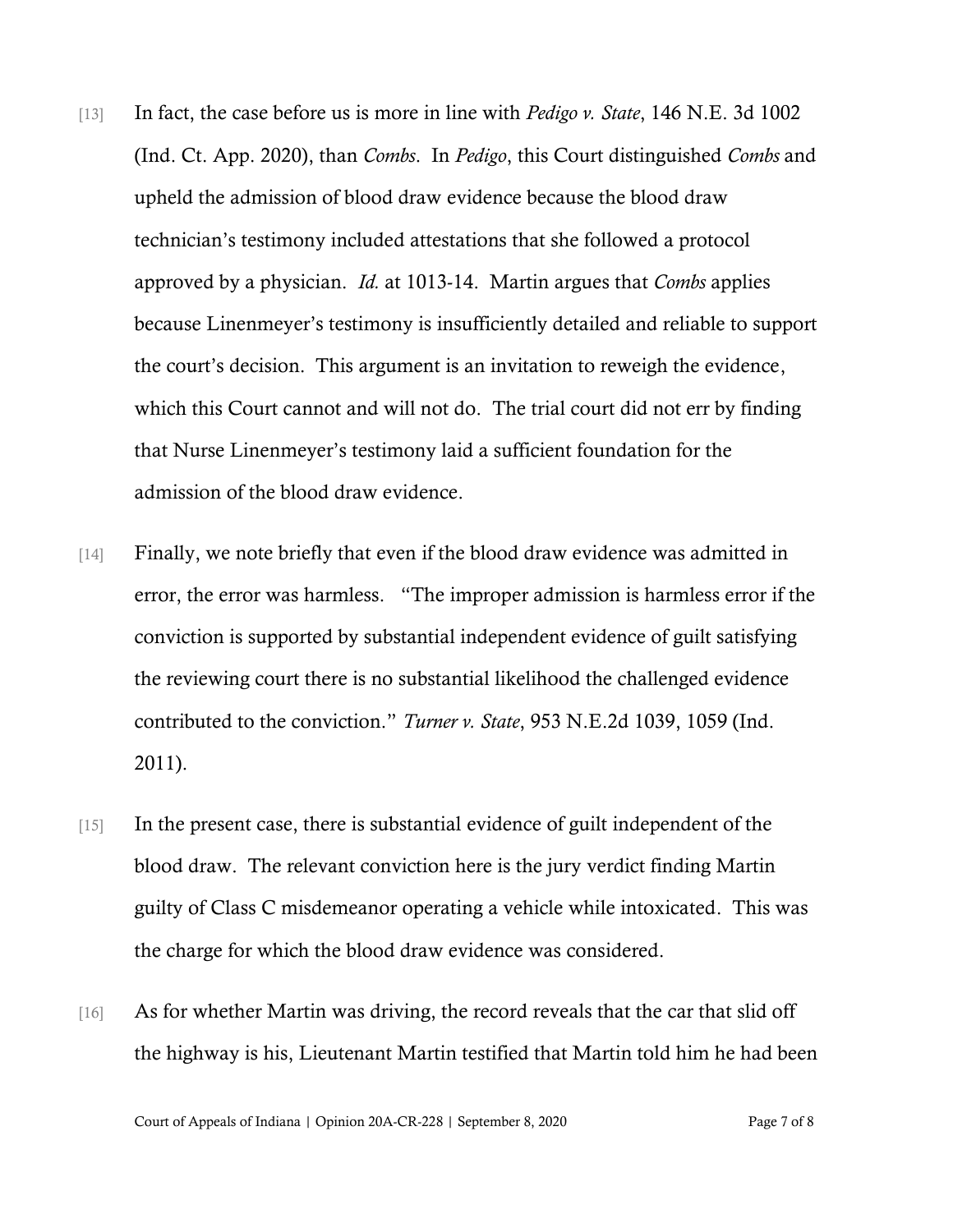[13] In fact, the case before us is more in line with *Pedigo v. State*, 146 N.E. 3d 1002 (Ind. Ct. App. 2020), than *Combs*. In *Pedigo*, this Court distinguished *Combs* and upheld the admission of blood draw evidence because the blood draw technician's testimony included attestations that she followed a protocol approved by a physician. *Id.* at 1013-14. Martin argues that *Combs* applies because Linenmeyer's testimony is insufficiently detailed and reliable to support the court's decision. This argument is an invitation to reweigh the evidence, which this Court cannot and will not do. The trial court did not err by finding that Nurse Linenmeyer's testimony laid a sufficient foundation for the admission of the blood draw evidence.

[14] Finally, we note briefly that even if the blood draw evidence was admitted in error, the error was harmless. "The improper admission is harmless error if the conviction is supported by substantial independent evidence of guilt satisfying the reviewing court there is no substantial likelihood the challenged evidence contributed to the conviction." *Turner v. State*, 953 N.E.2d 1039, 1059 (Ind. 2011).

[15] In the present case, there is substantial evidence of guilt independent of the blood draw. The relevant conviction here is the jury verdict finding Martin guilty of Class C misdemeanor operating a vehicle while intoxicated. This was the charge for which the blood draw evidence was considered.

[16] As for whether Martin was driving, the record reveals that the car that slid off the highway is his, Lieutenant Martin testified that Martin told him he had been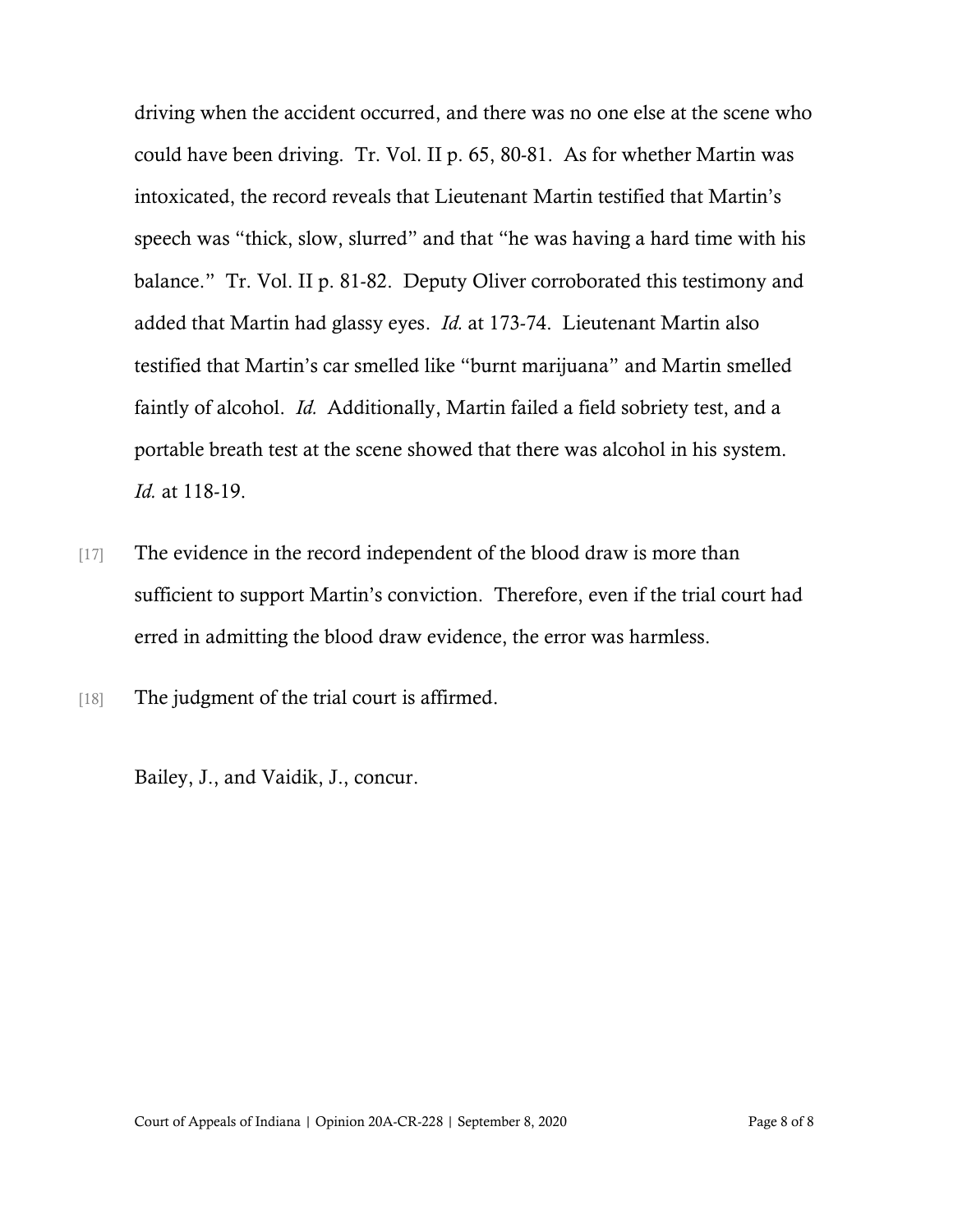driving when the accident occurred, and there was no one else at the scene who could have been driving. Tr. Vol. II p. 65, 80-81. As for whether Martin was intoxicated, the record reveals that Lieutenant Martin testified that Martin's speech was "thick, slow, slurred" and that "he was having a hard time with his balance." Tr. Vol. II p. 81-82. Deputy Oliver corroborated this testimony and added that Martin had glassy eyes. *Id.* at 173-74. Lieutenant Martin also testified that Martin's car smelled like "burnt marijuana" and Martin smelled faintly of alcohol. *Id.* Additionally, Martin failed a field sobriety test, and a portable breath test at the scene showed that there was alcohol in his system. *Id.* at 118-19.

[17] The evidence in the record independent of the blood draw is more than sufficient to support Martin's conviction. Therefore, even if the trial court had erred in admitting the blood draw evidence, the error was harmless.

[18] The judgment of the trial court is affirmed.

Bailey, J., and Vaidik, J., concur.